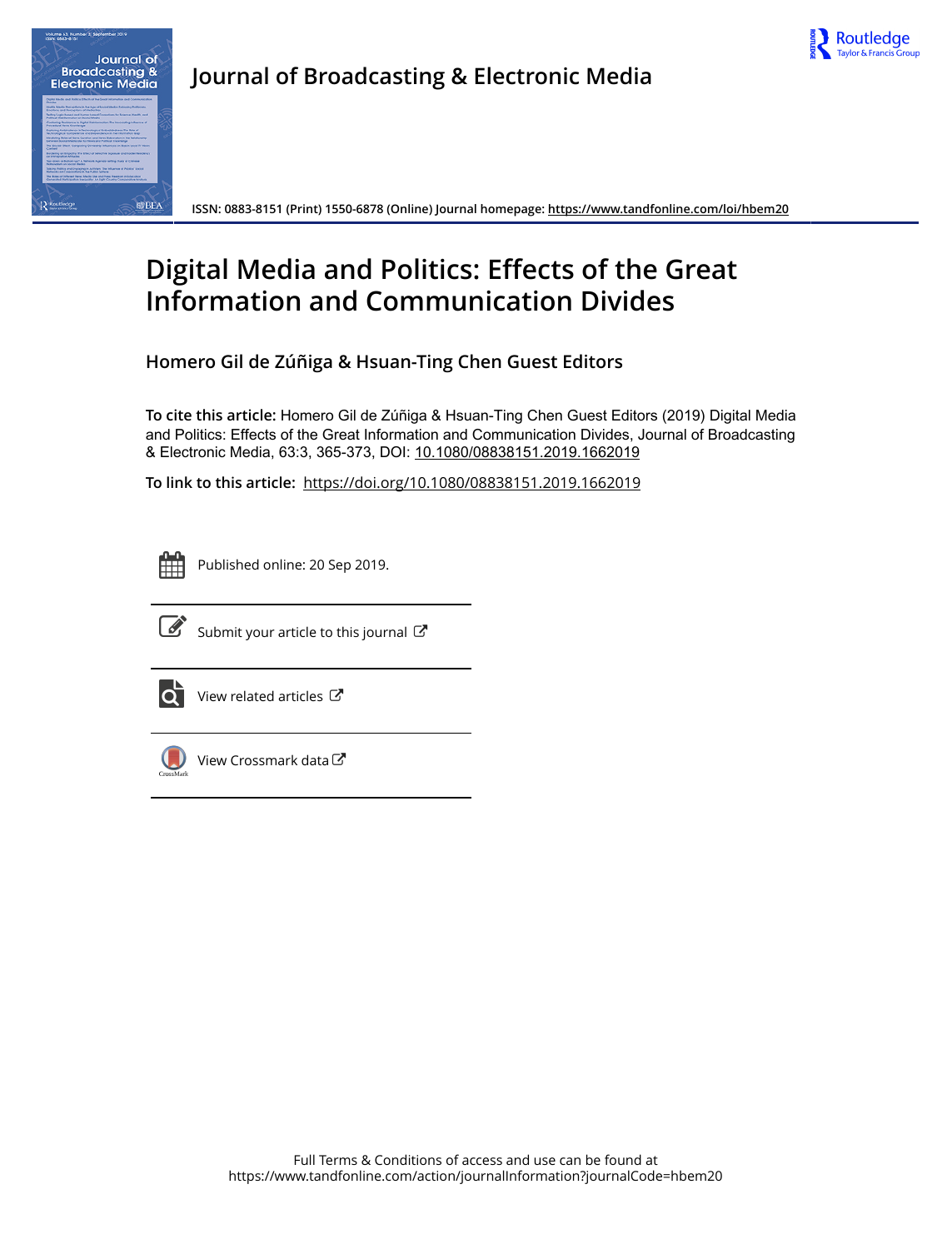# Journal of Broadcasting & Electronic Media

ISSN: 0883-8151 (Print) 1550-6878 (Online) Journal homepage: https://www.tandfonline.com/loi/hbem20

# Digital Media and Politics: Effects of the Great Information and Communication Divides

## Homero Gil de Zúñiga & Hsuan-Ting Chen Guest Editors

**To cite this article:** Homero Gil de Zúñiga & Hsuan-Ting Chen Guest Editors (2019) Digital Media and Politics: Effects of the Great Information and Communication Divides, Journal of Broadcasting & Electronic Media, 63:3, 365-373, DOI: 10.1080/08838151.2019.1662019

**To link to this article:** https://doi.org/10.1080/08838151.2019.1662019

Published online: 20 Sep 2019.

Submit your article to this journal

View related articles

View Crossmark data

Full Terms & Conditions of access and use can be found at
https://www.tandfonline.com/action/journalInformation?journalCode=hbem20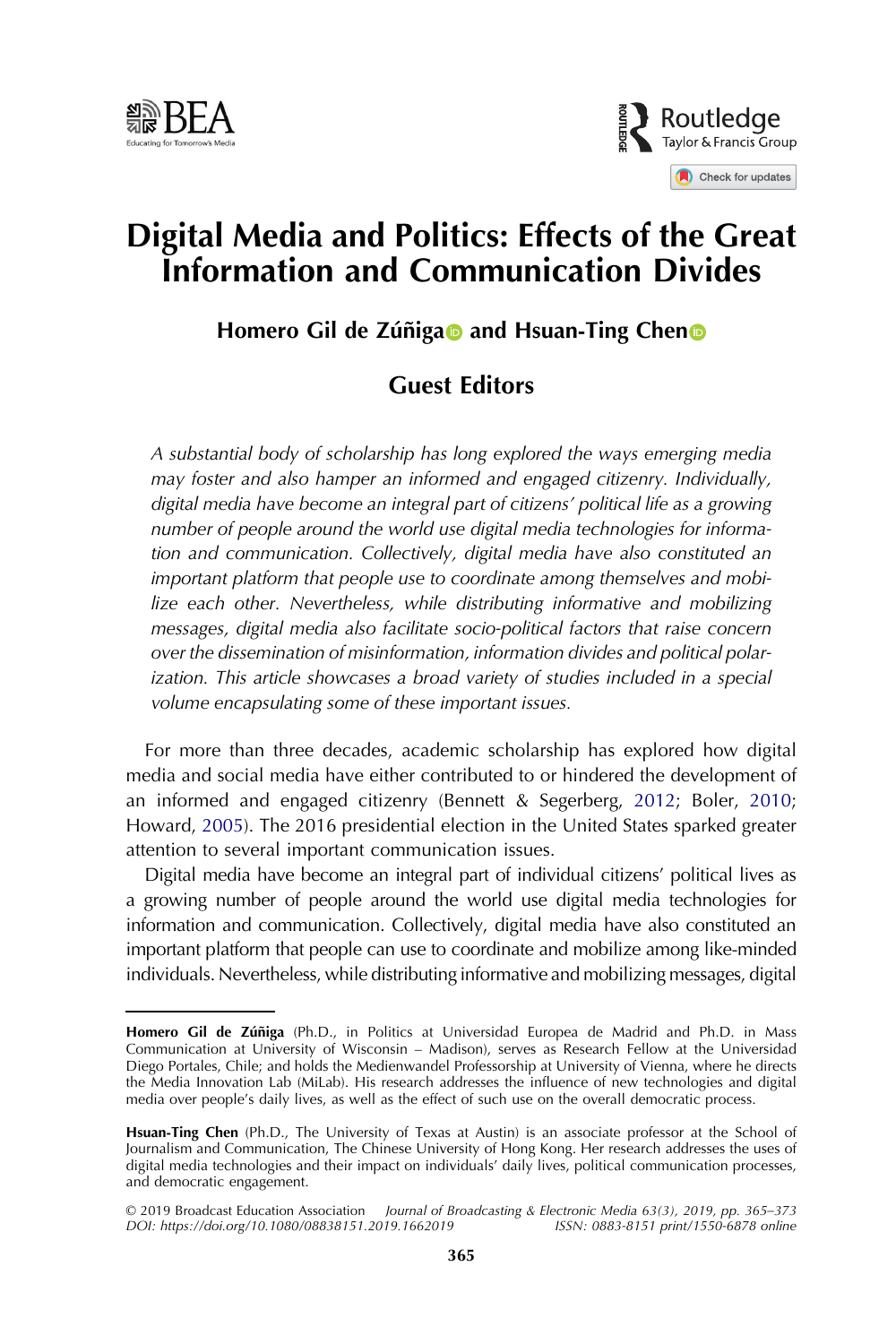# Digital Media and Politics: Effects of the Great Information and Communication Divides

**Homero Gil de Zúñiga and Hsuan-Ting Chen**

## Guest Editors

*A substantial body of scholarship has long explored the ways emerging media may foster and also hamper an informed and engaged citizenry. Individually, digital media have become an integral part of citizens' political life as a growing number of people around the world use digital media technologies for information and communication. Collectively, digital media have also constituted an important platform that people use to coordinate among themselves and mobilize each other. Nevertheless, while distributing informative and mobilizing messages, digital media also facilitate socio-political factors that raise concern over the dissemination of misinformation, information divides and political polarization. This article showcases a broad variety of studies included in a special volume encapsulating some of these important issues.*

For more than three decades, academic scholarship has explored how digital media and social media have either contributed to or hindered the development of an informed and engaged citizenry (Bennett & Segerberg, 2012; Boler, 2010; Howard, 2005). The 2016 presidential election in the United States sparked greater attention to several important communication issues.

Digital media have become an integral part of individual citizens' political lives as a growing number of people around the world use digital media technologies for information and communication. Collectively, digital media have also constituted an important platform that people can use to coordinate and mobilize among like-minded individuals. Nevertheless, while distributing informative and mobilizing messages, digital

---

**Homero Gil de Zúñiga** (Ph.D., in Politics at Universidad Europea de Madrid and Ph.D. in Mass Communication at University of Wisconsin – Madison), serves as Research Fellow at the Universidad Diego Portales, Chile; and holds the Medienwandel Professorship at University of Vienna, where he directs the Media Innovation Lab (MiLab). His research addresses the influence of new technologies and digital media over people's daily lives, as well as the effect of such use on the overall democratic process.

**Hsuan-Ting Chen** (Ph.D., The University of Texas at Austin) is an associate professor at the School of Journalism and Communication, The Chinese University of Hong Kong. Her research addresses the uses of digital media technologies and their impact on individuals' daily lives, political communication processes, and democratic engagement.

© 2019 Broadcast Education Association *Journal of Broadcasting & Electronic Media 63(3), 2019, pp. 365–373*
*DOI: https://doi.org/10.1080/08838151.2019.1662019* *ISSN: 0883-8151 print/1550-6878 online*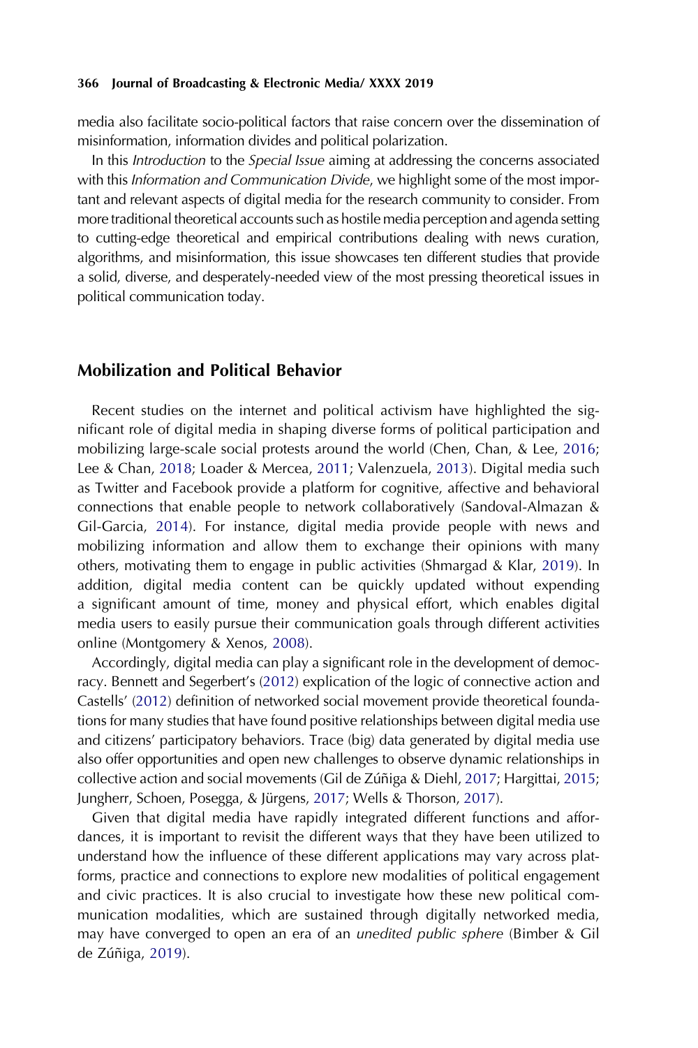media also facilitate socio-political factors that raise concern over the dissemination of misinformation, information divides and political polarization.

In this *Introduction* to the *Special Issue* aiming at addressing the concerns associated with this *Information and Communication Divide*, we highlight some of the most important and relevant aspects of digital media for the research community to consider. From more traditional theoretical accounts such as hostile media perception and agenda setting to cutting-edge theoretical and empirical contributions dealing with news curation, algorithms, and misinformation, this issue showcases ten different studies that provide a solid, diverse, and desperately-needed view of the most pressing theoretical issues in political communication today.

## Mobilization and Political Behavior

Recent studies on the internet and political activism have highlighted the significant role of digital media in shaping diverse forms of political participation and mobilizing large-scale social protests around the world (Chen, Chan, & Lee, 2016; Lee & Chan, 2018; Loader & Mercea, 2011; Valenzuela, 2013). Digital media such as Twitter and Facebook provide a platform for cognitive, affective and behavioral connections that enable people to network collaboratively (Sandoval-Almazan & Gil-Garcia, 2014). For instance, digital media provide people with news and mobilizing information and allow them to exchange their opinions with many others, motivating them to engage in public activities (Shmargad & Klar, 2019). In addition, digital media content can be quickly updated without expending a significant amount of time, money and physical effort, which enables digital media users to easily pursue their communication goals through different activities online (Montgomery & Xenos, 2008).

Accordingly, digital media can play a significant role in the development of democracy. Bennett and Segerbert's (2012) explication of the logic of connective action and Castells' (2012) definition of networked social movement provide theoretical foundations for many studies that have found positive relationships between digital media use and citizens' participatory behaviors. Trace (big) data generated by digital media use also offer opportunities and open new challenges to observe dynamic relationships in collective action and social movements (Gil de Zúñiga & Diehl, 2017; Hargittai, 2015; Jungherr, Schoen, Posegga, & Jürgens, 2017; Wells & Thorson, 2017).

Given that digital media have rapidly integrated different functions and affordances, it is important to revisit the different ways that they have been utilized to understand how the influence of these different applications may vary across platforms, practice and connections to explore new modalities of political engagement and civic practices. It is also crucial to investigate how these new political communication modalities, which are sustained through digitally networked media, may have converged to open an era of an *unedited public sphere* (Bimber & Gil de Zúñiga, 2019).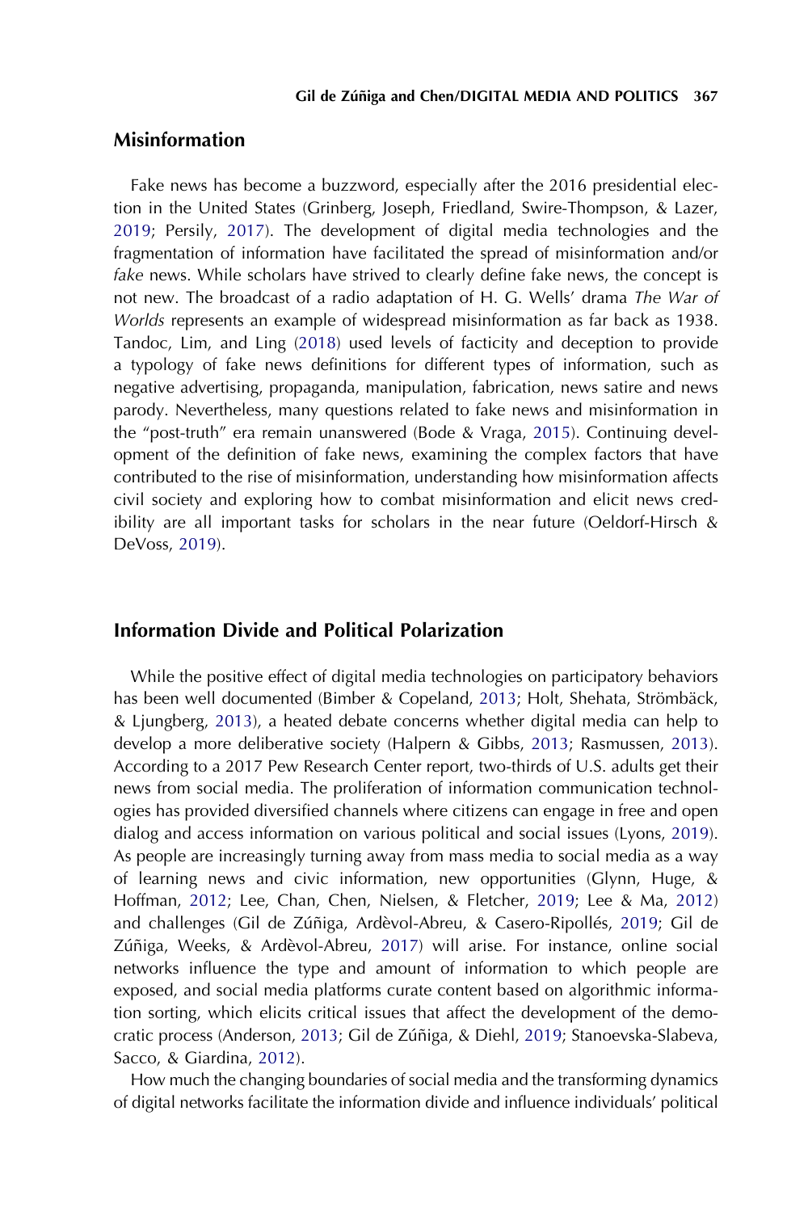## Misinformation

Fake news has become a buzzword, especially after the 2016 presidential election in the United States (Grinberg, Joseph, Friedland, Swire-Thompson, & Lazer, 2019; Persily, 2017). The development of digital media technologies and the fragmentation of information have facilitated the spread of misinformation and/or *fake* news. While scholars have strived to clearly define fake news, the concept is not new. The broadcast of a radio adaptation of H. G. Wells' drama *The War of Worlds* represents an example of widespread misinformation as far back as 1938. Tandoc, Lim, and Ling (2018) used levels of facticity and deception to provide a typology of fake news definitions for different types of information, such as negative advertising, propaganda, manipulation, fabrication, news satire and news parody. Nevertheless, many questions related to fake news and misinformation in the "post-truth" era remain unanswered (Bode & Vraga, 2015). Continuing development of the definition of fake news, examining the complex factors that have contributed to the rise of misinformation, understanding how misinformation affects civil society and exploring how to combat misinformation and elicit news credibility are all important tasks for scholars in the near future (Oeldorf-Hirsch & DeVoss, 2019).

## Information Divide and Political Polarization

While the positive effect of digital media technologies on participatory behaviors has been well documented (Bimber & Copeland, 2013; Holt, Shehata, Strömbäck, & Ljungberg, 2013), a heated debate concerns whether digital media can help to develop a more deliberative society (Halpern & Gibbs, 2013; Rasmussen, 2013). According to a 2017 Pew Research Center report, two-thirds of U.S. adults get their news from social media. The proliferation of information communication technologies has provided diversified channels where citizens can engage in free and open dialog and access information on various political and social issues (Lyons, 2019). As people are increasingly turning away from mass media to social media as a way of learning news and civic information, new opportunities (Glynn, Huge, & Hoffman, 2012; Lee, Chan, Chen, Nielsen, & Fletcher, 2019; Lee & Ma, 2012) and challenges (Gil de Zúñiga, Ardèvol-Abreu, & Casero-Ripollés, 2019; Gil de Zúñiga, Weeks, & Ardèvol-Abreu, 2017) will arise. For instance, online social networks influence the type and amount of information to which people are exposed, and social media platforms curate content based on algorithmic information sorting, which elicits critical issues that affect the development of the democratic process (Anderson, 2013; Gil de Zúñiga, & Diehl, 2019; Stanoevska-Slabeva, Sacco, & Giardina, 2012).

How much the changing boundaries of social media and the transforming dynamics of digital networks facilitate the information divide and influence individuals' political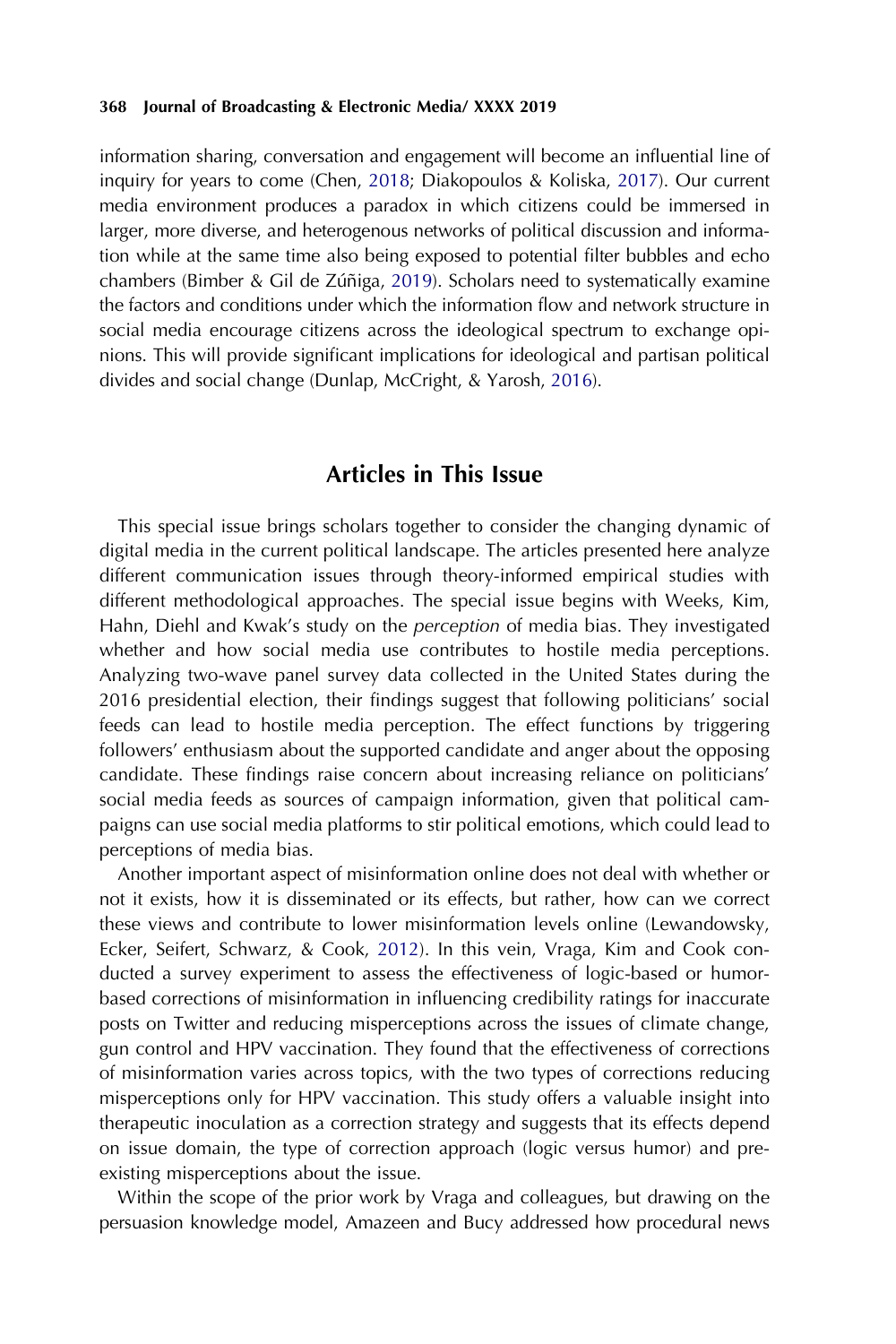information sharing, conversation and engagement will become an influential line of inquiry for years to come (Chen, 2018; Diakopoulos & Koliska, 2017). Our current media environment produces a paradox in which citizens could be immersed in larger, more diverse, and heterogenous networks of political discussion and information while at the same time also being exposed to potential filter bubbles and echo chambers (Bimber & Gil de Zúñiga, 2019). Scholars need to systematically examine the factors and conditions under which the information flow and network structure in social media encourage citizens across the ideological spectrum to exchange opinions. This will provide significant implications for ideological and partisan political divides and social change (Dunlap, McCright, & Yarosh, 2016).

## Articles in This Issue

This special issue brings scholars together to consider the changing dynamic of digital media in the current political landscape. The articles presented here analyze different communication issues through theory-informed empirical studies with different methodological approaches. The special issue begins with Weeks, Kim, Hahn, Diehl and Kwak's study on the *perception* of media bias. They investigated whether and how social media use contributes to hostile media perceptions. Analyzing two-wave panel survey data collected in the United States during the 2016 presidential election, their findings suggest that following politicians' social feeds can lead to hostile media perception. The effect functions by triggering followers' enthusiasm about the supported candidate and anger about the opposing candidate. These findings raise concern about increasing reliance on politicians' social media feeds as sources of campaign information, given that political campaigns can use social media platforms to stir political emotions, which could lead to perceptions of media bias.

Another important aspect of misinformation online does not deal with whether or not it exists, how it is disseminated or its effects, but rather, how can we correct these views and contribute to lower misinformation levels online (Lewandowsky, Ecker, Seifert, Schwarz, & Cook, 2012). In this vein, Vraga, Kim and Cook conducted a survey experiment to assess the effectiveness of logic-based or humor-based corrections of misinformation in influencing credibility ratings for inaccurate posts on Twitter and reducing misperceptions across the issues of climate change, gun control and HPV vaccination. They found that the effectiveness of corrections of misinformation varies across topics, with the two types of corrections reducing misperceptions only for HPV vaccination. This study offers a valuable insight into therapeutic inoculation as a correction strategy and suggests that its effects depend on issue domain, the type of correction approach (logic versus humor) and pre-existing misperceptions about the issue.

Within the scope of the prior work by Vraga and colleagues, but drawing on the persuasion knowledge model, Amazeen and Bucy addressed how procedural news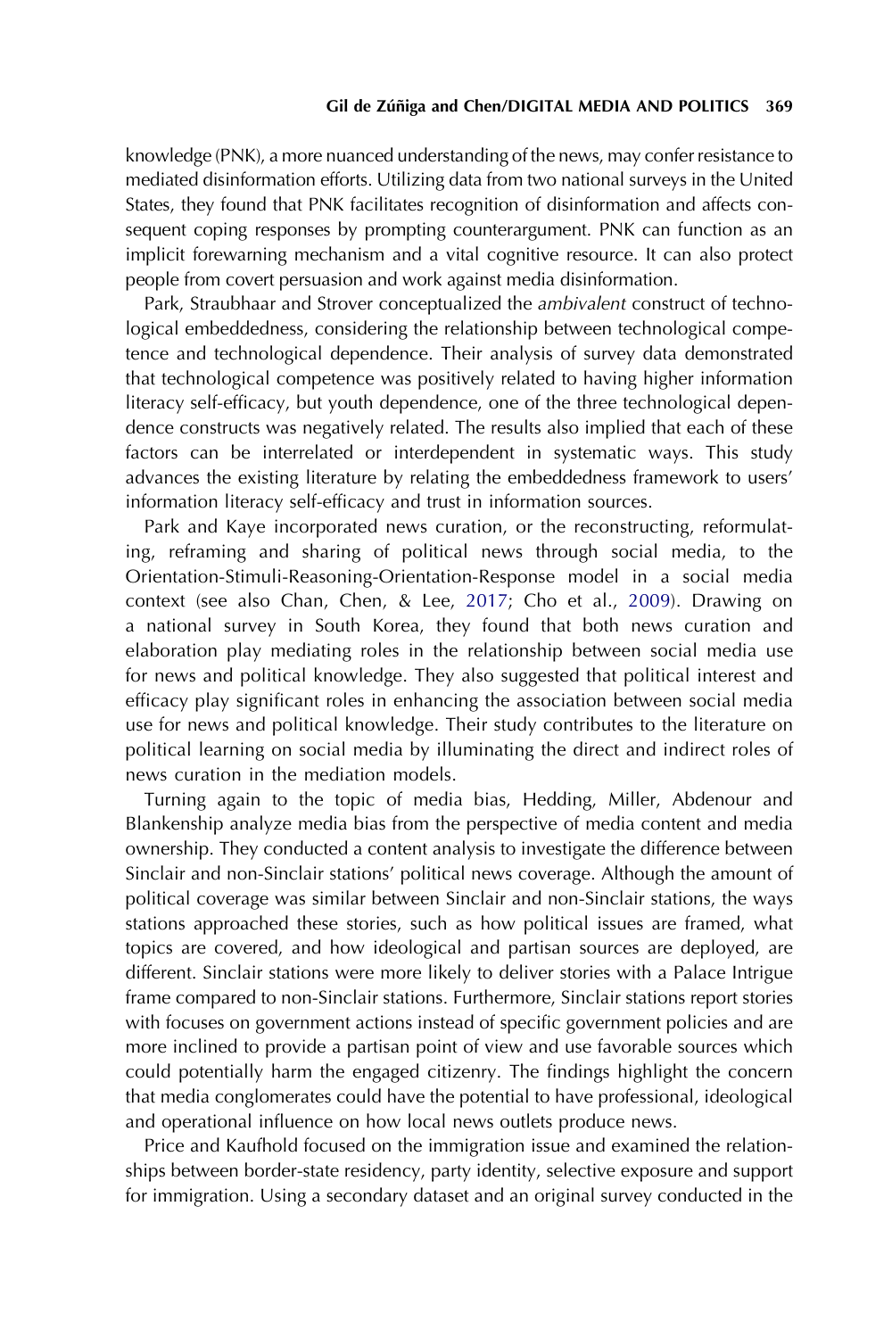knowledge (PNK), a more nuanced understanding of the news, may confer resistance to mediated disinformation efforts. Utilizing data from two national surveys in the United States, they found that PNK facilitates recognition of disinformation and affects consequent coping responses by prompting counterargument. PNK can function as an implicit forewarning mechanism and a vital cognitive resource. It can also protect people from covert persuasion and work against media disinformation.

Park, Straubhaar and Strover conceptualized the *ambivalent* construct of technological embeddedness, considering the relationship between technological competence and technological dependence. Their analysis of survey data demonstrated that technological competence was positively related to having higher information literacy self-efficacy, but youth dependence, one of the three technological dependence constructs was negatively related. The results also implied that each of these factors can be interrelated or interdependent in systematic ways. This study advances the existing literature by relating the embeddedness framework to users' information literacy self-efficacy and trust in information sources.

Park and Kaye incorporated news curation, or the reconstructing, reformulating, reframing and sharing of political news through social media, to the Orientation-Stimuli-Reasoning-Orientation-Response model in a social media context (see also Chan, Chen, & Lee, 2017; Cho et al., 2009). Drawing on a national survey in South Korea, they found that both news curation and elaboration play mediating roles in the relationship between social media use for news and political knowledge. They also suggested that political interest and efficacy play significant roles in enhancing the association between social media use for news and political knowledge. Their study contributes to the literature on political learning on social media by illuminating the direct and indirect roles of news curation in the mediation models.

Turning again to the topic of media bias, Hedding, Miller, Abdenour and Blankenship analyze media bias from the perspective of media content and media ownership. They conducted a content analysis to investigate the difference between Sinclair and non-Sinclair stations' political news coverage. Although the amount of political coverage was similar between Sinclair and non-Sinclair stations, the ways stations approached these stories, such as how political issues are framed, what topics are covered, and how ideological and partisan sources are deployed, are different. Sinclair stations were more likely to deliver stories with a Palace Intrigue frame compared to non-Sinclair stations. Furthermore, Sinclair stations report stories with focuses on government actions instead of specific government policies and are more inclined to provide a partisan point of view and use favorable sources which could potentially harm the engaged citizenry. The findings highlight the concern that media conglomerates could have the potential to have professional, ideological and operational influence on how local news outlets produce news.

Price and Kaufhold focused on the immigration issue and examined the relationships between border-state residency, party identity, selective exposure and support for immigration. Using a secondary dataset and an original survey conducted in the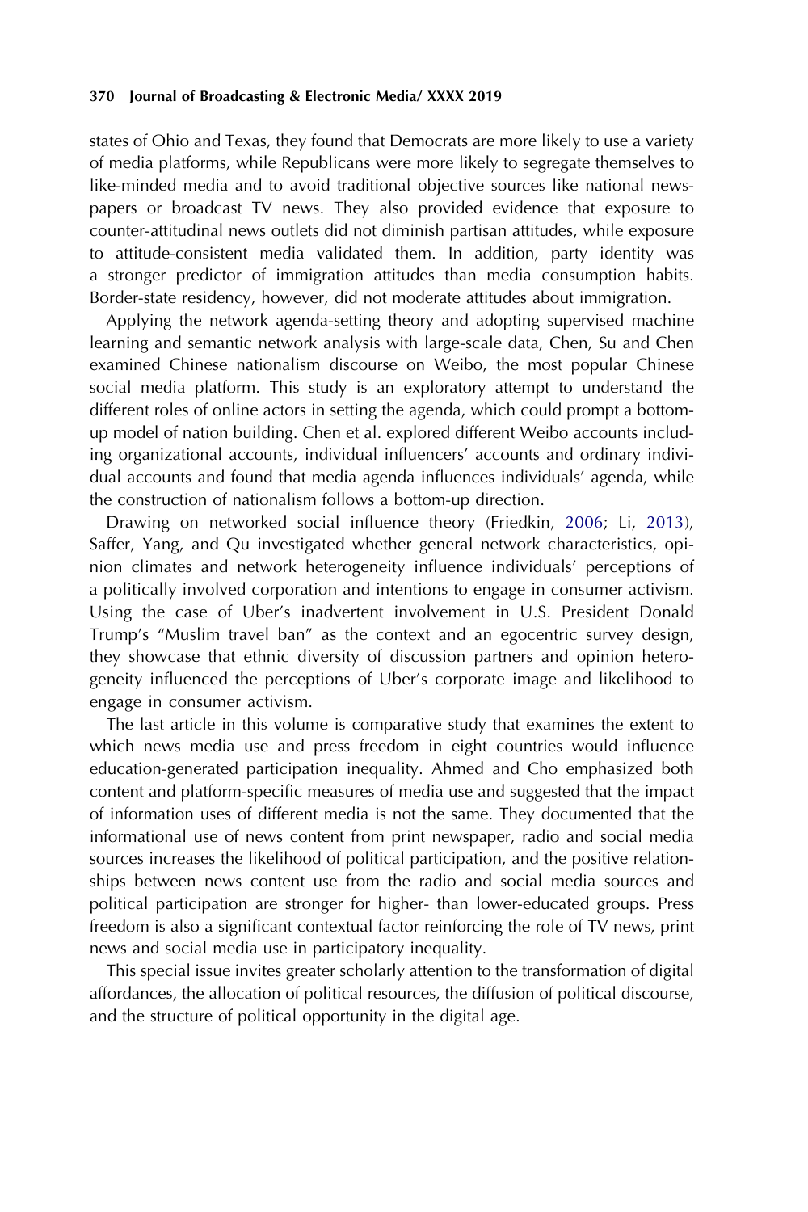states of Ohio and Texas, they found that Democrats are more likely to use a variety of media platforms, while Republicans were more likely to segregate themselves to like-minded media and to avoid traditional objective sources like national newspapers or broadcast TV news. They also provided evidence that exposure to counter-attitudinal news outlets did not diminish partisan attitudes, while exposure to attitude-consistent media validated them. In addition, party identity was a stronger predictor of immigration attitudes than media consumption habits. Border-state residency, however, did not moderate attitudes about immigration.

Applying the network agenda-setting theory and adopting supervised machine learning and semantic network analysis with large-scale data, Chen, Su and Chen examined Chinese nationalism discourse on Weibo, the most popular Chinese social media platform. This study is an exploratory attempt to understand the different roles of online actors in setting the agenda, which could prompt a bottom-up model of nation building. Chen et al. explored different Weibo accounts including organizational accounts, individual influencers' accounts and ordinary individual accounts and found that media agenda influences individuals' agenda, while the construction of nationalism follows a bottom-up direction.

Drawing on networked social influence theory (Friedkin, 2006; Li, 2013), Saffer, Yang, and Qu investigated whether general network characteristics, opinion climates and network heterogeneity influence individuals' perceptions of a politically involved corporation and intentions to engage in consumer activism. Using the case of Uber's inadvertent involvement in U.S. President Donald Trump's "Muslim travel ban" as the context and an egocentric survey design, they showcase that ethnic diversity of discussion partners and opinion heterogeneity influenced the perceptions of Uber's corporate image and likelihood to engage in consumer activism.

The last article in this volume is comparative study that examines the extent to which news media use and press freedom in eight countries would influence education-generated participation inequality. Ahmed and Cho emphasized both content and platform-specific measures of media use and suggested that the impact of information uses of different media is not the same. They documented that the informational use of news content from print newspaper, radio and social media sources increases the likelihood of political participation, and the positive relationships between news content use from the radio and social media sources and political participation are stronger for higher- than lower-educated groups. Press freedom is also a significant contextual factor reinforcing the role of TV news, print news and social media use in participatory inequality.

This special issue invites greater scholarly attention to the transformation of digital affordances, the allocation of political resources, the diffusion of political discourse, and the structure of political opportunity in the digital age.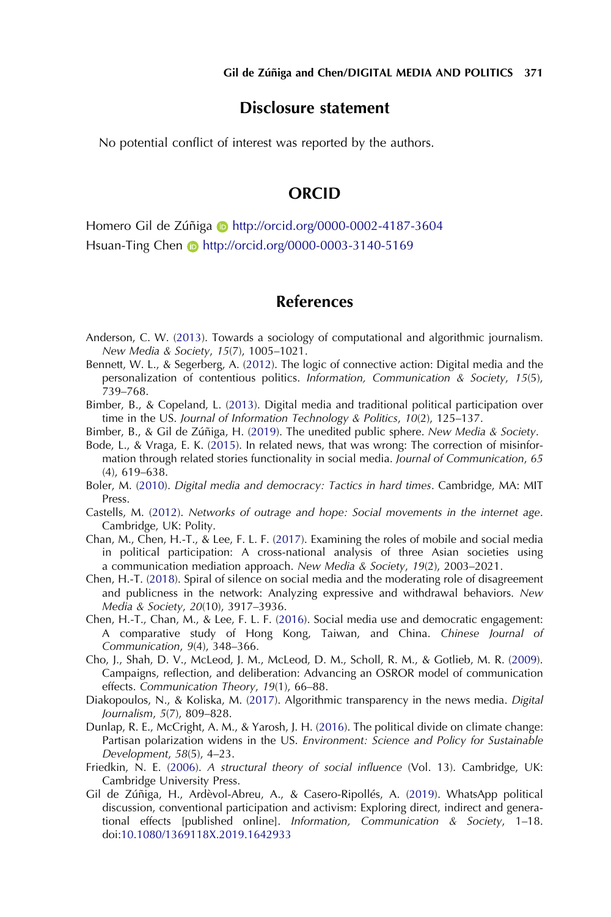## Disclosure statement

No potential conflict of interest was reported by the authors.

## ORCID

Homero Gil de Zúñiga http://orcid.org/0000-0002-4187-3604
Hsuan-Ting Chen http://orcid.org/0000-0003-3140-5169

## References

Anderson, C. W. (2013). Towards a sociology of computational and algorithmic journalism. *New Media & Society*, *15*(7), 1005–1021.

Bennett, W. L., & Segerberg, A. (2012). The logic of connective action: Digital media and the personalization of contentious politics. *Information, Communication & Society*, *15*(5), 739–768.

Bimber, B., & Copeland, L. (2013). Digital media and traditional political participation over time in the US. *Journal of Information Technology & Politics*, *10*(2), 125–137.

Bimber, B., & Gil de Zúñiga, H. (2019). The unedited public sphere. *New Media & Society*.

Bode, L., & Vraga, E. K. (2015). In related news, that was wrong: The correction of misinformation through related stories functionality in social media. *Journal of Communication*, *65*(4), 619–638.

Boler, M. (2010). *Digital media and democracy: Tactics in hard times*. Cambridge, MA: MIT Press.

Castells, M. (2012). *Networks of outrage and hope: Social movements in the internet age*. Cambridge, UK: Polity.

Chan, M., Chen, H.-T., & Lee, F. L. F. (2017). Examining the roles of mobile and social media in political participation: A cross-national analysis of three Asian societies using a communication mediation approach. *New Media & Society*, *19*(2), 2003–2021.

Chen, H.-T. (2018). Spiral of silence on social media and the moderating role of disagreement and publicness in the network: Analyzing expressive and withdrawal behaviors. *New Media & Society*, *20*(10), 3917–3936.

Chen, H.-T., Chan, M., & Lee, F. L. F. (2016). Social media use and democratic engagement: A comparative study of Hong Kong, Taiwan, and China. *Chinese Journal of Communication*, *9*(4), 348–366.

Cho, J., Shah, D. V., McLeod, J. M., McLeod, D. M., Scholl, R. M., & Gotlieb, M. R. (2009). Campaigns, reflection, and deliberation: Advancing an OSROR model of communication effects. *Communication Theory*, *19*(1), 66–88.

Diakopoulos, N., & Koliska, M. (2017). Algorithmic transparency in the news media. *Digital Journalism*, *5*(7), 809–828.

Dunlap, R. E., McCright, A. M., & Yarosh, J. H. (2016). The political divide on climate change: Partisan polarization widens in the US. *Environment: Science and Policy for Sustainable Development*, *58*(5), 4–23.

Friedkin, N. E. (2006). *A structural theory of social influence* (Vol. 13). Cambridge, UK: Cambridge University Press.

Gil de Zúñiga, H., Ardèvol-Abreu, A., & Casero-Ripollés, A. (2019). WhatsApp political discussion, conventional participation and activism: Exploring direct, indirect and generational effects [published online]. *Information, Communication & Society*, 1–18. doi:10.1080/1369118X.2019.1642933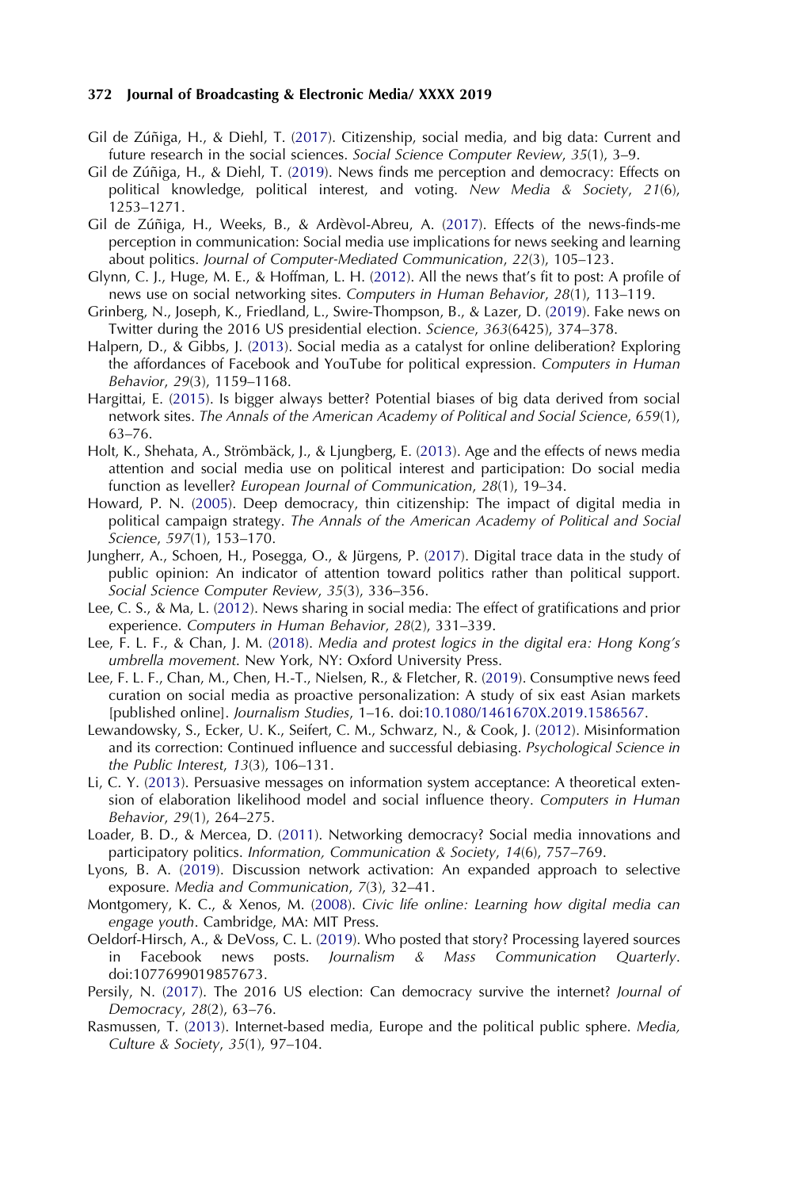Gil de Zúñiga, H., & Diehl, T. (2017). Citizenship, social media, and big data: Current and future research in the social sciences. *Social Science Computer Review*, *35*(1), 3–9.

Gil de Zúñiga, H., & Diehl, T. (2019). News finds me perception and democracy: Effects on political knowledge, political interest, and voting. *New Media & Society*, *21*(6), 1253–1271.

Gil de Zúñiga, H., Weeks, B., & Ardèvol-Abreu, A. (2017). Effects of the news-finds-me perception in communication: Social media use implications for news seeking and learning about politics. *Journal of Computer-Mediated Communication*, *22*(3), 105–123.

Glynn, C. J., Huge, M. E., & Hoffman, L. H. (2012). All the news that's fit to post: A profile of news use on social networking sites. *Computers in Human Behavior*, *28*(1), 113–119.

Grinberg, N., Joseph, K., Friedland, L., Swire-Thompson, B., & Lazer, D. (2019). Fake news on Twitter during the 2016 US presidential election. *Science*, *363*(6425), 374–378.

Halpern, D., & Gibbs, J. (2013). Social media as a catalyst for online deliberation? Exploring the affordances of Facebook and YouTube for political expression. *Computers in Human Behavior*, *29*(3), 1159–1168.

Hargittai, E. (2015). Is bigger always better? Potential biases of big data derived from social network sites. *The Annals of the American Academy of Political and Social Science*, *659*(1), 63–76.

Holt, K., Shehata, A., Strömbäck, J., & Ljungberg, E. (2013). Age and the effects of news media attention and social media use on political interest and participation: Do social media function as leveller? *European Journal of Communication*, *28*(1), 19–34.

Howard, P. N. (2005). Deep democracy, thin citizenship: The impact of digital media in political campaign strategy. *The Annals of the American Academy of Political and Social Science*, *597*(1), 153–170.

Jungherr, A., Schoen, H., Posegga, O., & Jürgens, P. (2017). Digital trace data in the study of public opinion: An indicator of attention toward politics rather than political support. *Social Science Computer Review*, *35*(3), 336–356.

Lee, C. S., & Ma, L. (2012). News sharing in social media: The effect of gratifications and prior experience. *Computers in Human Behavior*, *28*(2), 331–339.

Lee, F. L. F., & Chan, J. M. (2018). *Media and protest logics in the digital era: Hong Kong's umbrella movement*. New York, NY: Oxford University Press.

Lee, F. L. F., Chan, M., Chen, H.-T., Nielsen, R., & Fletcher, R. (2019). Consumptive news feed curation on social media as proactive personalization: A study of six east Asian markets [published online]. *Journalism Studies*, 1–16. doi:10.1080/1461670X.2019.1586567.

Lewandowsky, S., Ecker, U. K., Seifert, C. M., Schwarz, N., & Cook, J. (2012). Misinformation and its correction: Continued influence and successful debiasing. *Psychological Science in the Public Interest*, *13*(3), 106–131.

Li, C. Y. (2013). Persuasive messages on information system acceptance: A theoretical extension of elaboration likelihood model and social influence theory. *Computers in Human Behavior*, *29*(1), 264–275.

Loader, B. D., & Mercea, D. (2011). Networking democracy? Social media innovations and participatory politics. *Information, Communication & Society*, *14*(6), 757–769.

Lyons, B. A. (2019). Discussion network activation: An expanded approach to selective exposure. *Media and Communication*, *7*(3), 32–41.

Montgomery, K. C., & Xenos, M. (2008). *Civic life online: Learning how digital media can engage youth*. Cambridge, MA: MIT Press.

Oeldorf-Hirsch, A., & DeVoss, C. L. (2019). Who posted that story? Processing layered sources in Facebook news posts. *Journalism & Mass Communication Quarterly*. doi:1077699019857673.

Persily, N. (2017). The 2016 US election: Can democracy survive the internet? *Journal of Democracy*, *28*(2), 63–76.

Rasmussen, T. (2013). Internet-based media, Europe and the political public sphere. *Media, Culture & Society*, *35*(1), 97–104.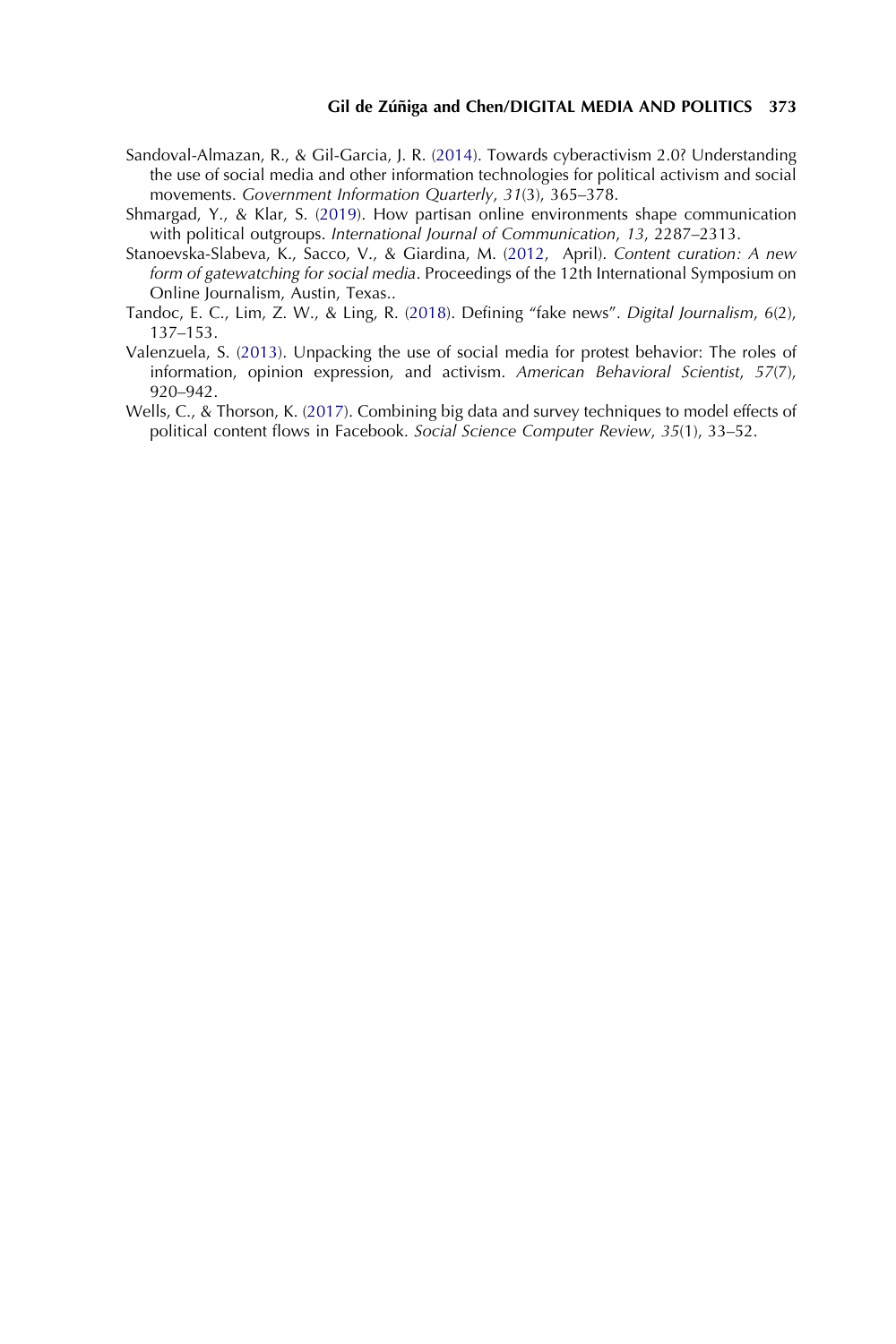Sandoval-Almazan, R., & Gil-Garcia, J. R. (2014). Towards cyberactivism 2.0? Understanding the use of social media and other information technologies for political activism and social movements. *Government Information Quarterly*, *31*(3), 365–378.

Shmargad, Y., & Klar, S. (2019). How partisan online environments shape communication with political outgroups. *International Journal of Communication*, *13*, 2287–2313.

Stanoevska-Slabeva, K., Sacco, V., & Giardina, M. (2012, April). *Content curation: A new form of gatewatching for social media*. Proceedings of the 12th International Symposium on Online Journalism, Austin, Texas..

Tandoc, E. C., Lim, Z. W., & Ling, R. (2018). Defining "fake news". *Digital Journalism*, *6*(2), 137–153.

Valenzuela, S. (2013). Unpacking the use of social media for protest behavior: The roles of information, opinion expression, and activism. *American Behavioral Scientist*, *57*(7), 920–942.

Wells, C., & Thorson, K. (2017). Combining big data and survey techniques to model effects of political content flows in Facebook. *Social Science Computer Review*, *35*(1), 33–52.